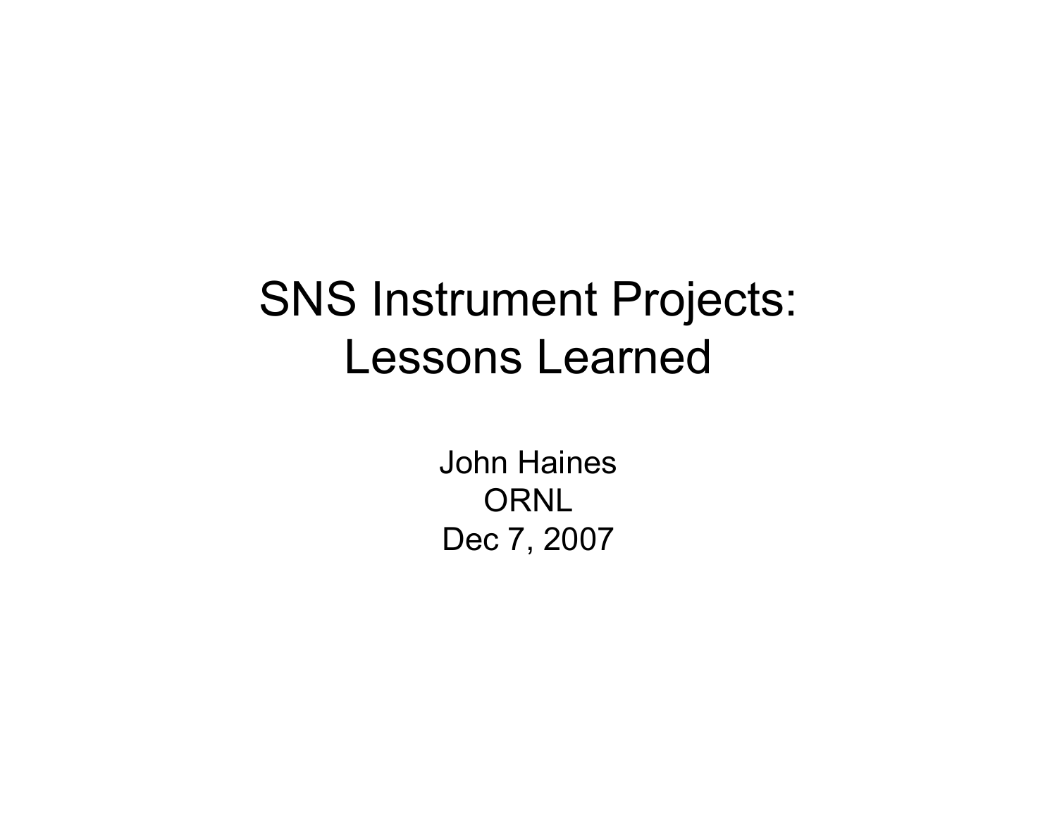# SNS Instrument Projects: Lessons Learned

John Haines

ORNL

Dec 7, 2007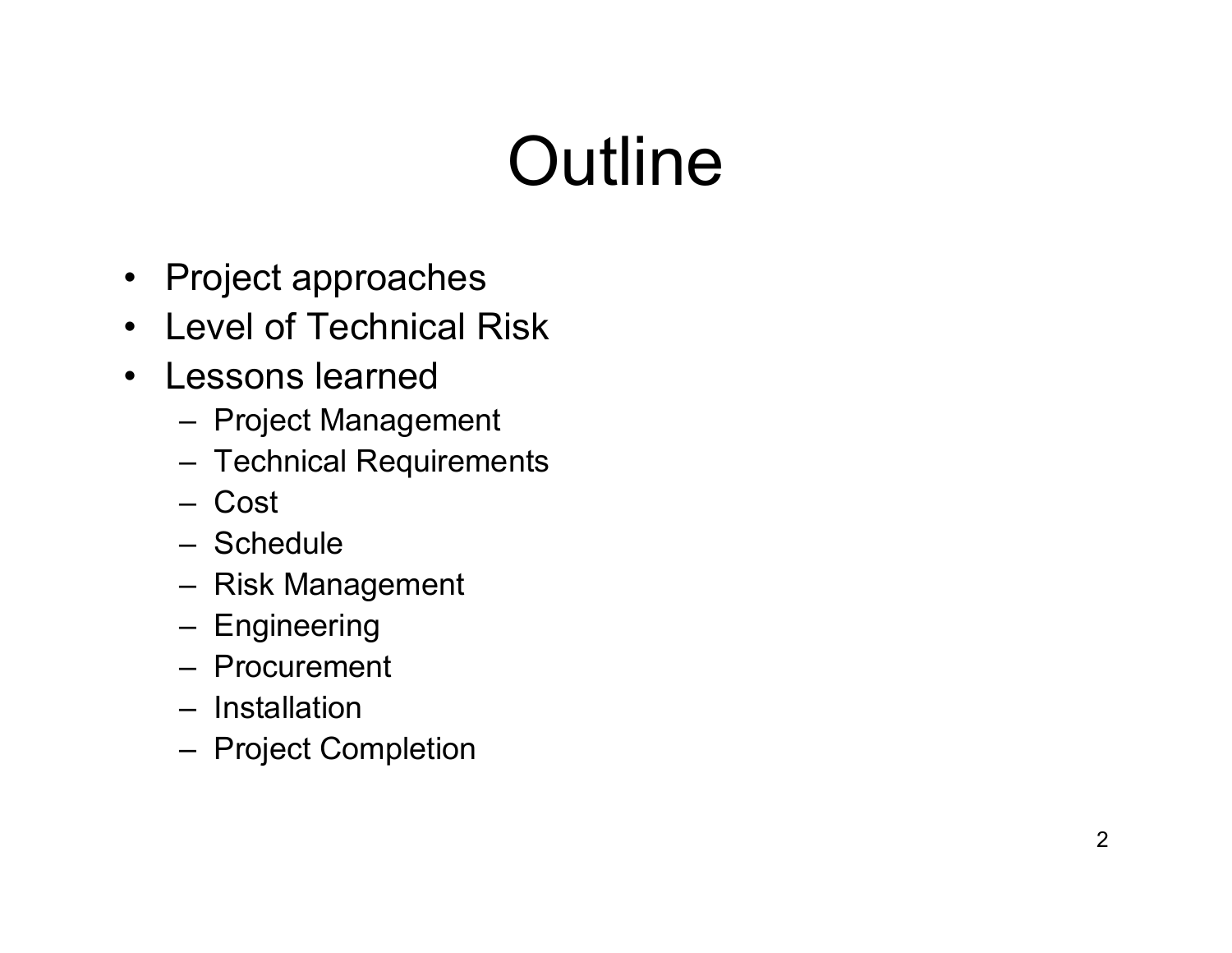# Outline

- Project approaches
- Level of Technical Risk
- Lessons learned
  - Project Management
  - Technical Requirements
  - Cost
  - Schedule
  - Risk Management
  - Engineering
  - Procurement
  - Installation
  - Project Completion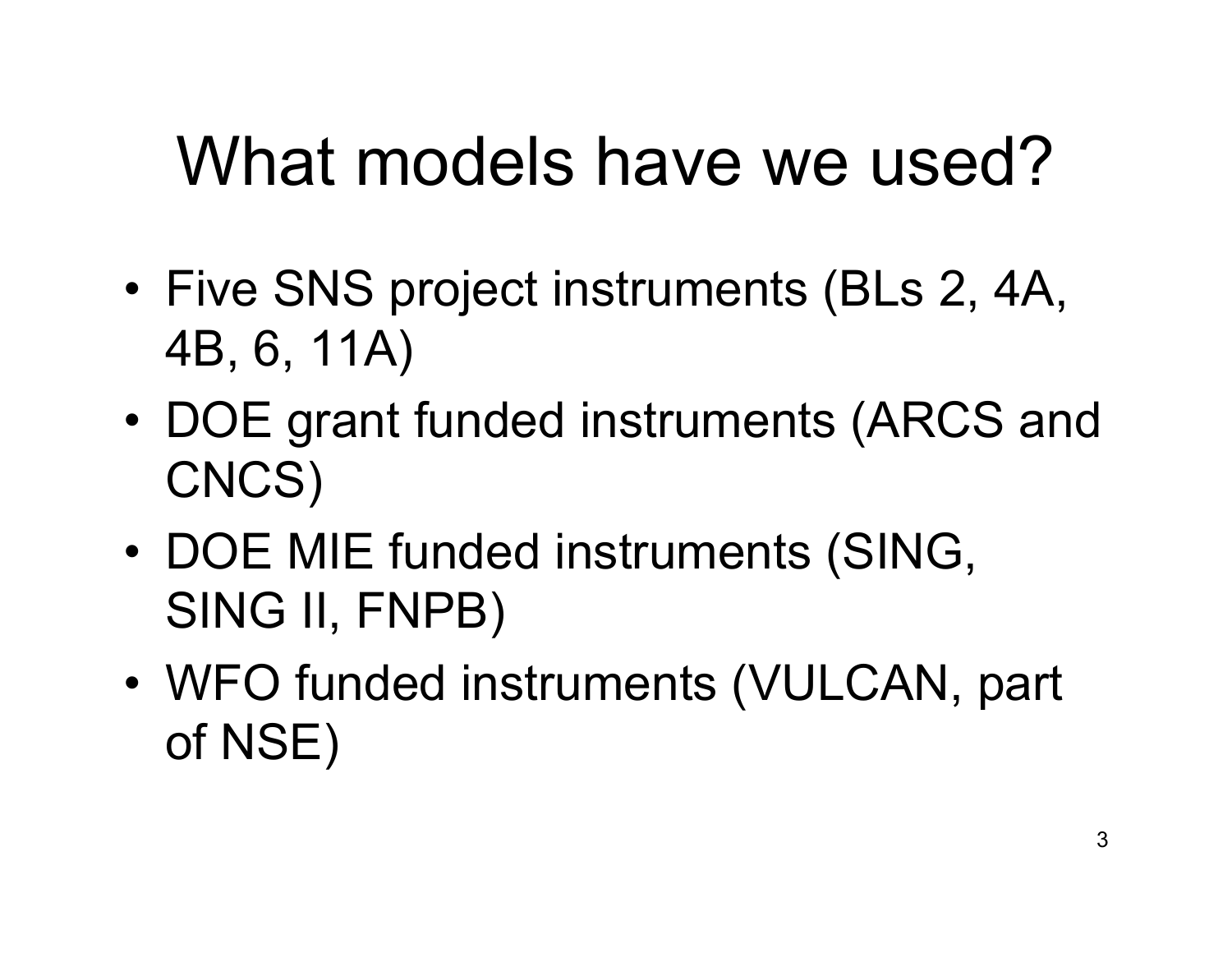# What models have we used?

- Five SNS project instruments (BLs 2, 4A, 4B, 6, 11A)
- DOE grant funded instruments (ARCS and CNCS)
- DOE MIE funded instruments (SING, SING II, FNPB)
- WFO funded instruments (VULCAN, part of NSE)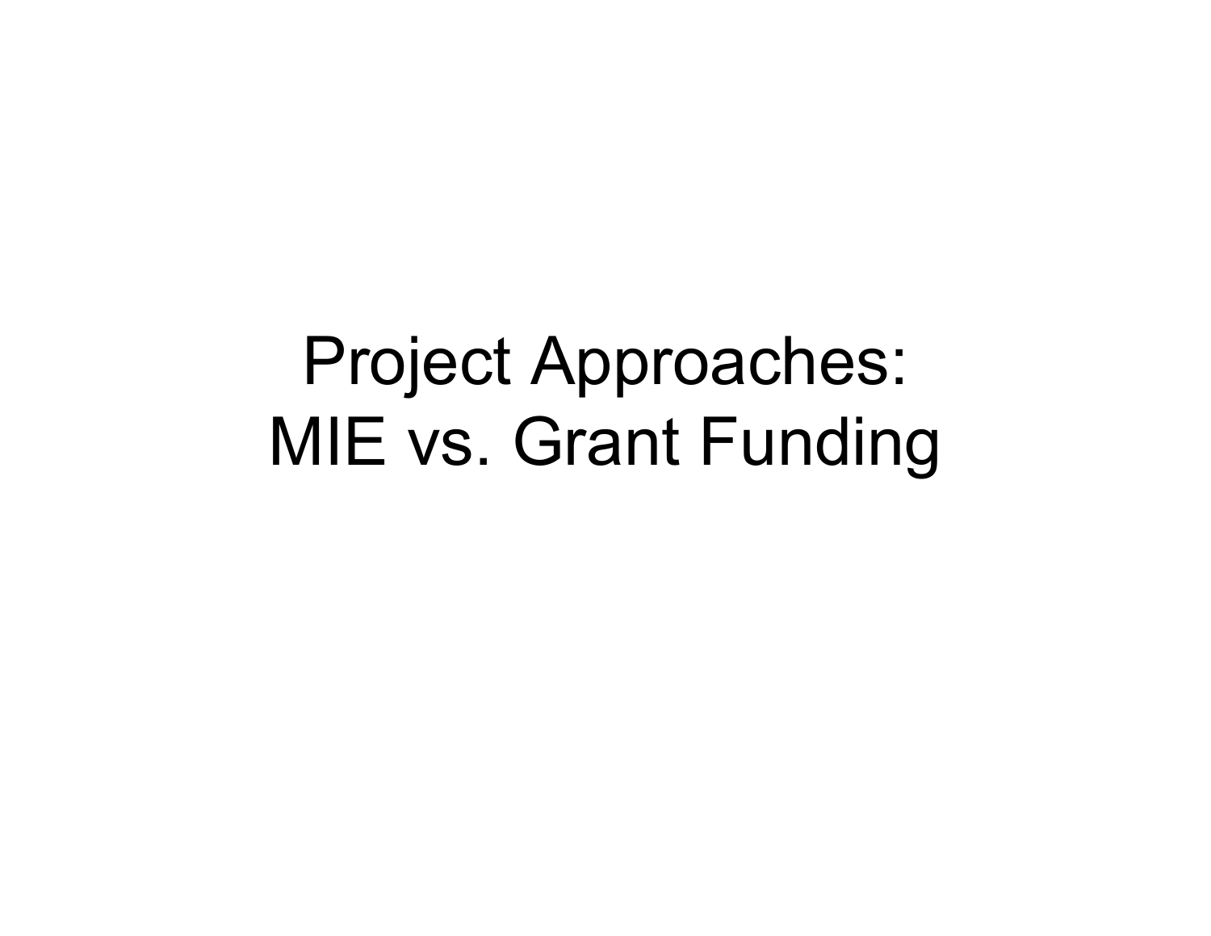# Project Approaches: MIE vs. Grant Funding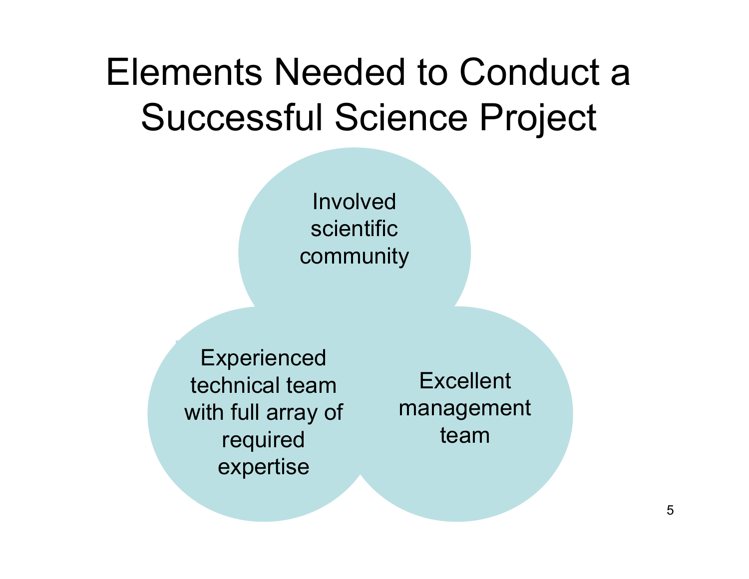# Elements Needed to Conduct a Successful Science Project

- Involved scientific community
- Experienced technical team with full array of required expertise
- Excellent management team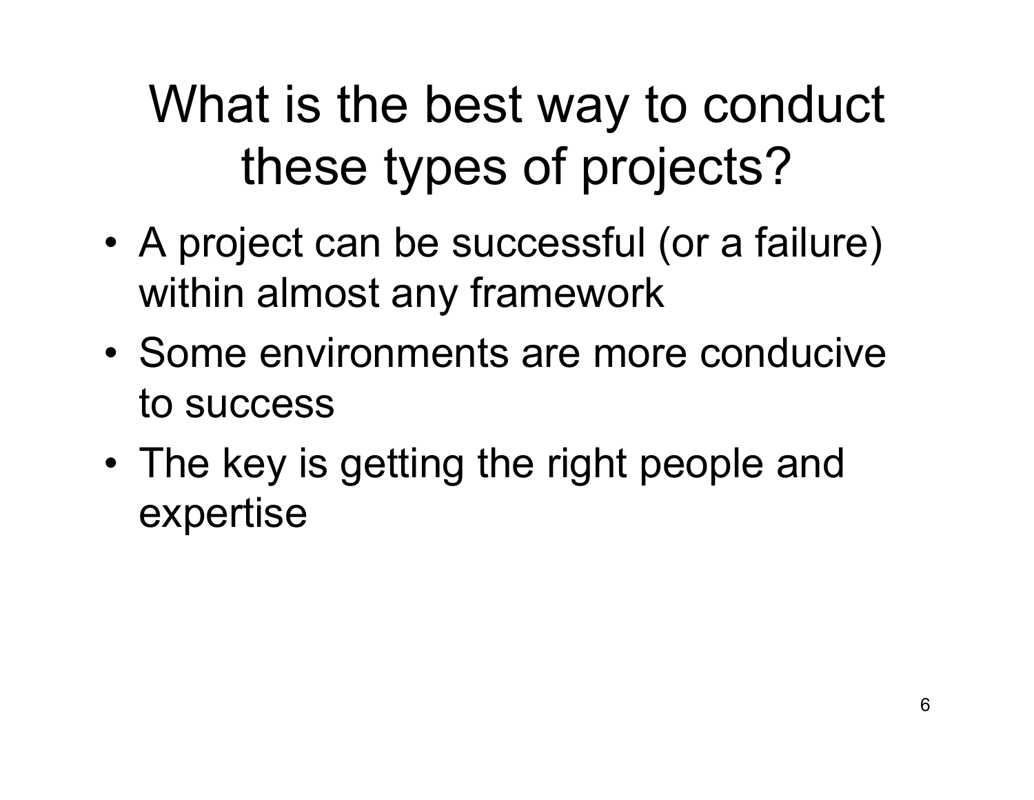# What is the best way to conduct these types of projects?

- A project can be successful (or a failure) within almost any framework
- Some environments are more conducive to success
- The key is getting the right people and expertise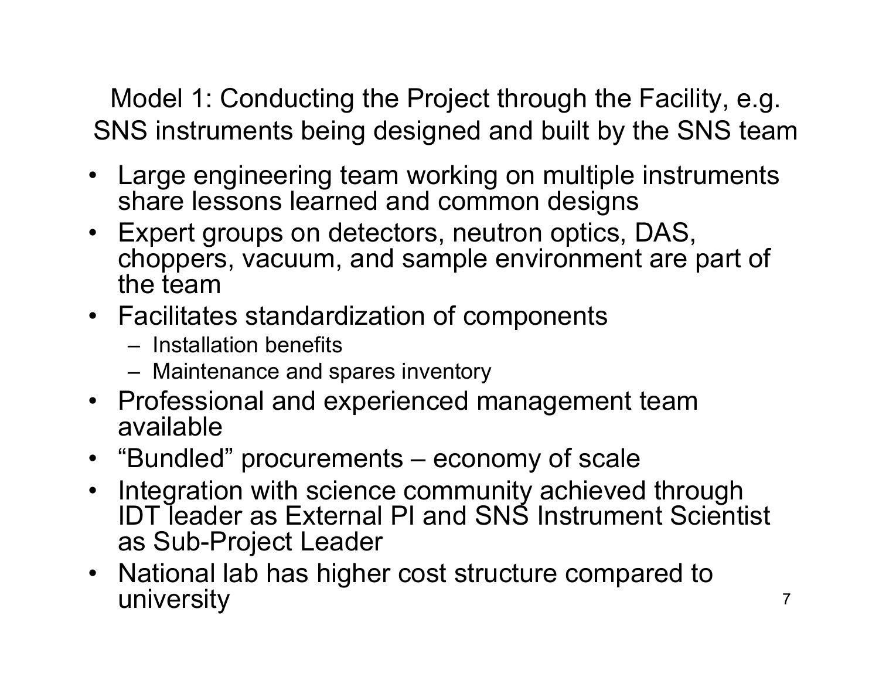## Model 1: Conducting the Project through the Facility, e.g. SNS instruments being designed and built by the SNS team

- Large engineering team working on multiple instruments share lessons learned and common designs
- Expert groups on detectors, neutron optics, DAS, choppers, vacuum, and sample environment are part of the team
- Facilitates standardization of components
  - Installation benefits
  - Maintenance and spares inventory
- Professional and experienced management team available
- "Bundled" procurements – economy of scale
- Integration with science community achieved through IDT leader as External PI and SNS Instrument Scientist as Sub-Project Leader
- National lab has higher cost structure compared to university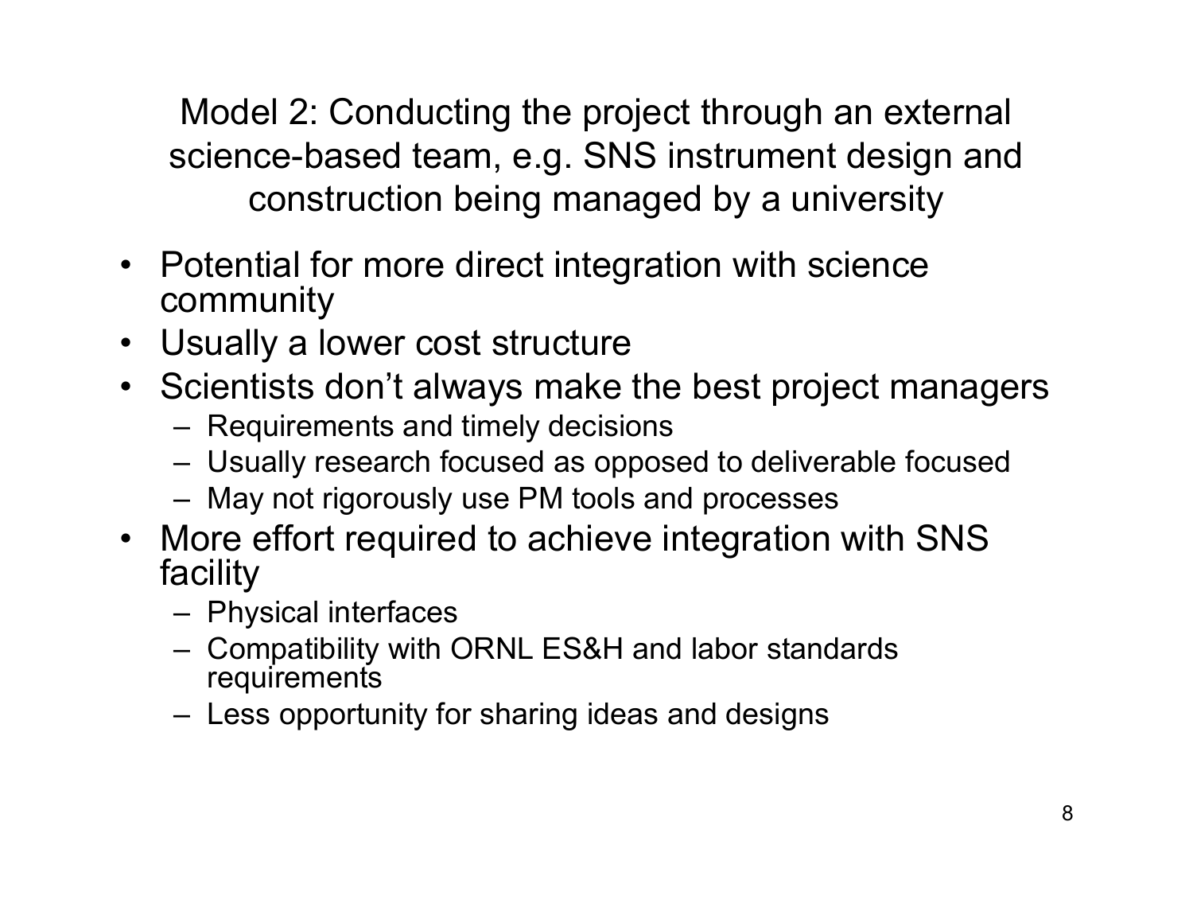## Model 2: Conducting the project through an external science-based team, e.g. SNS instrument design and construction being managed by a university

- Potential for more direct integration with science community
- Usually a lower cost structure
- Scientists don't always make the best project managers
  - Requirements and timely decisions
  - Usually research focused as opposed to deliverable focused
  - May not rigorously use PM tools and processes
- More effort required to achieve integration with SNS facility
  - Physical interfaces
  - Compatibility with ORNL ES&H and labor standards requirements
  - Less opportunity for sharing ideas and designs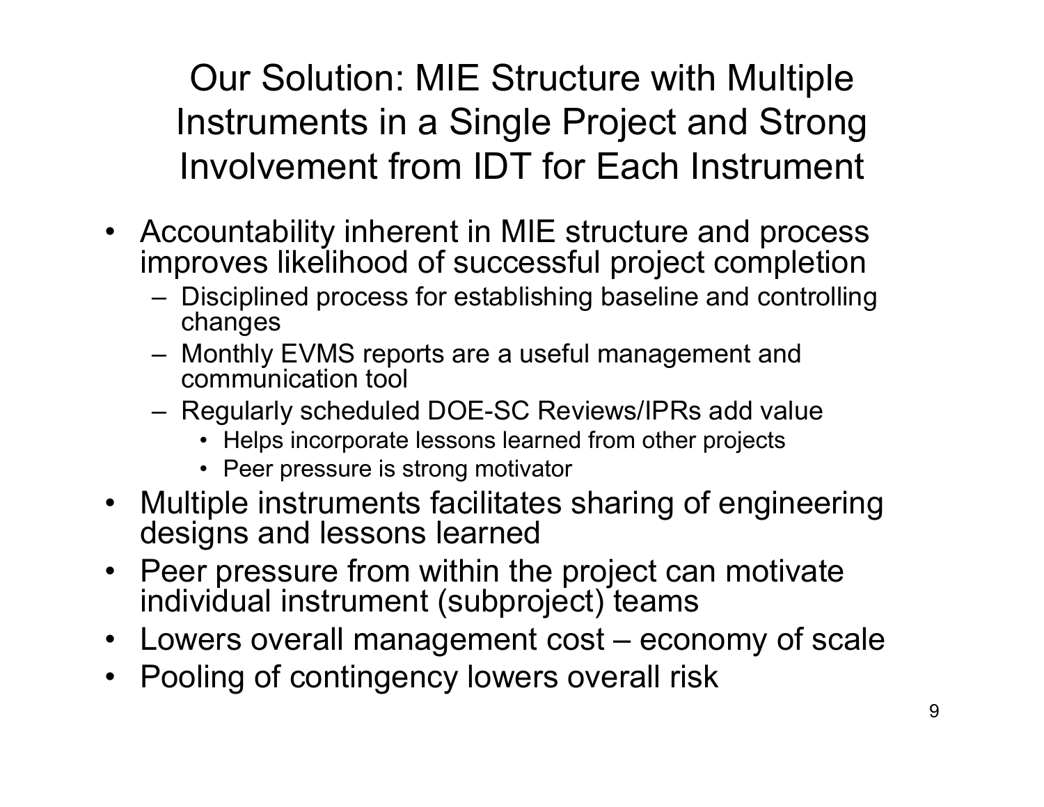# Our Solution: MIE Structure with Multiple Instruments in a Single Project and Strong Involvement from IDT for Each Instrument

- Accountability inherent in MIE structure and process improves likelihood of successful project completion
  - Disciplined process for establishing baseline and controlling changes
  - Monthly EVMS reports are a useful management and communication tool
  - Regularly scheduled DOE-SC Reviews/IPRs add value
    - Helps incorporate lessons learned from other projects
    - Peer pressure is strong motivator
- Multiple instruments facilitates sharing of engineering designs and lessons learned
- Peer pressure from within the project can motivate individual instrument (subproject) teams
- Lowers overall management cost – economy of scale
- Pooling of contingency lowers overall risk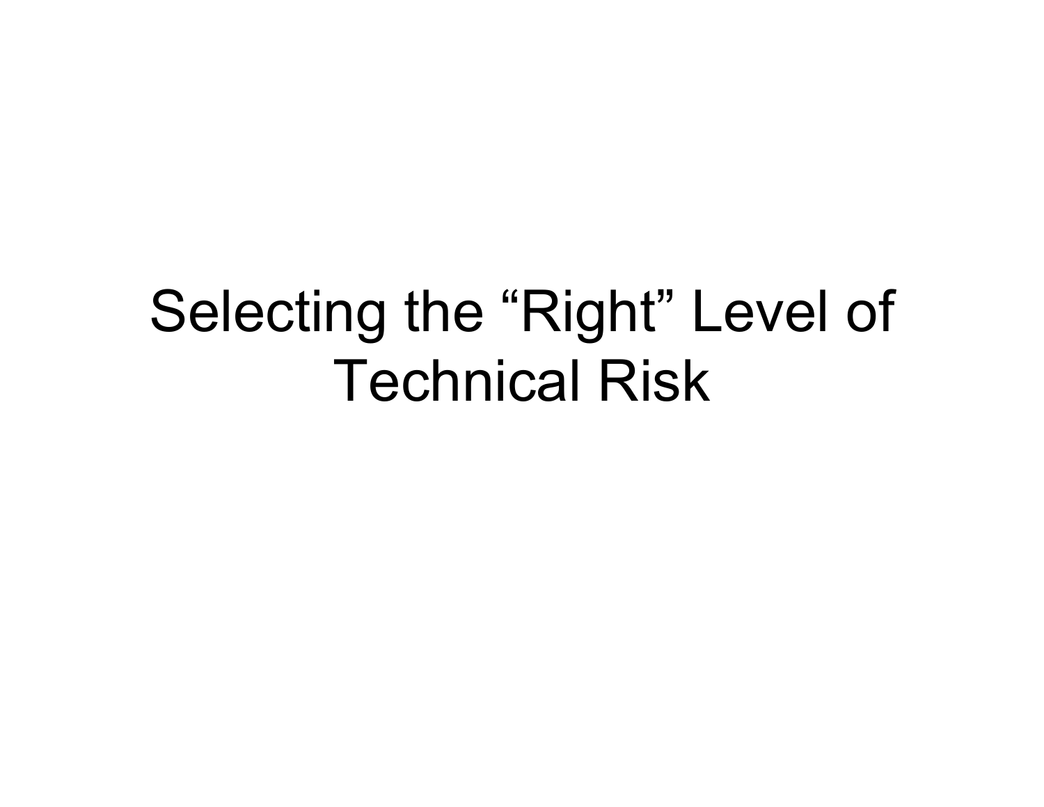# Selecting the “Right” Level of Technical Risk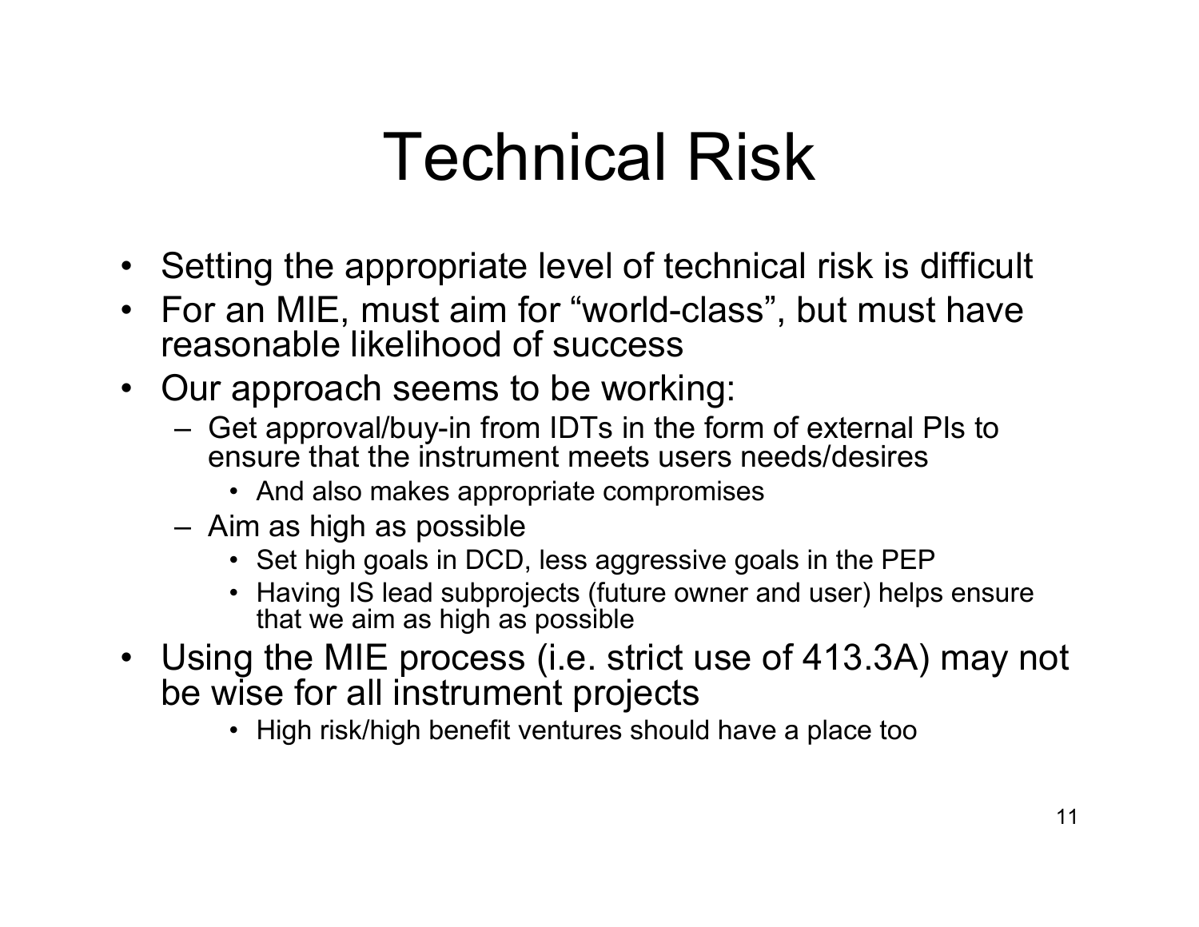# Technical Risk

- Setting the appropriate level of technical risk is difficult
- For an MIE, must aim for “world-class”, but must have reasonable likelihood of success
- Our approach seems to be working:
  - Get approval/buy-in from IDTs in the form of external PIs to ensure that the instrument meets users needs/desires
    - And also makes appropriate compromises
  - Aim as high as possible
    - Set high goals in DCD, less aggressive goals in the PEP
    - Having IS lead subprojects (future owner and user) helps ensure that we aim as high as possible
- Using the MIE process (i.e. strict use of 413.3A) may not be wise for all instrument projects
    - High risk/high benefit ventures should have a place too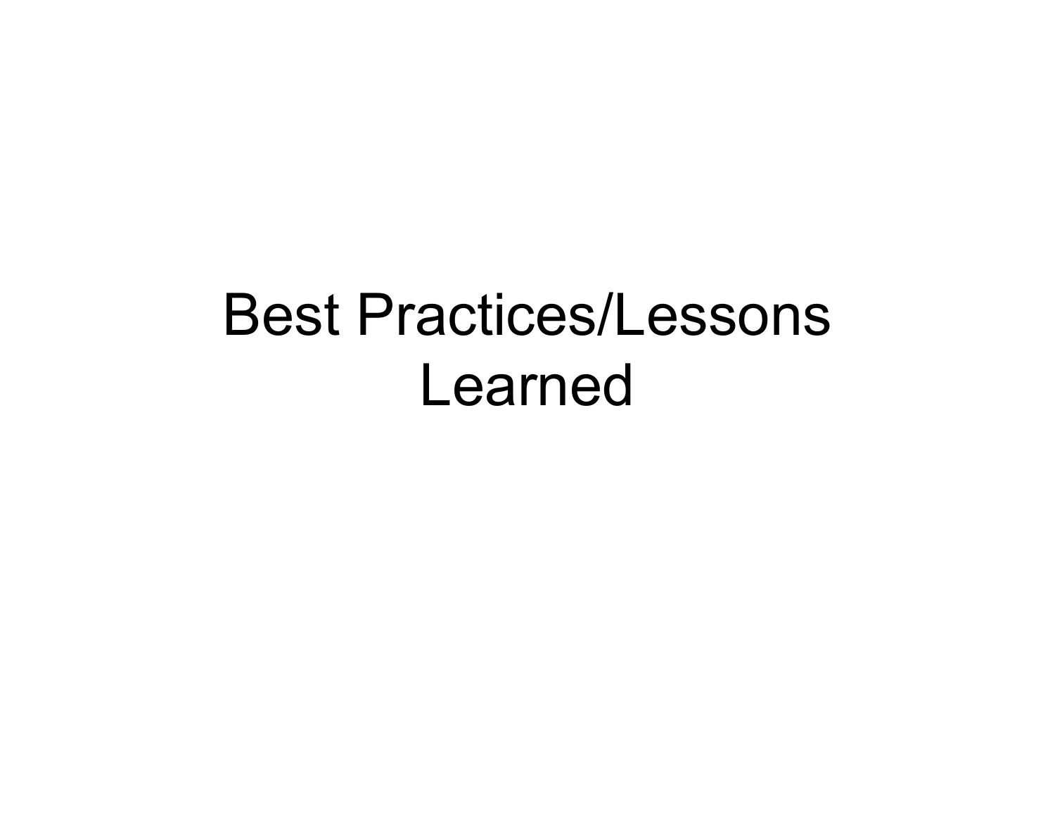# Best Practices/Lessons Learned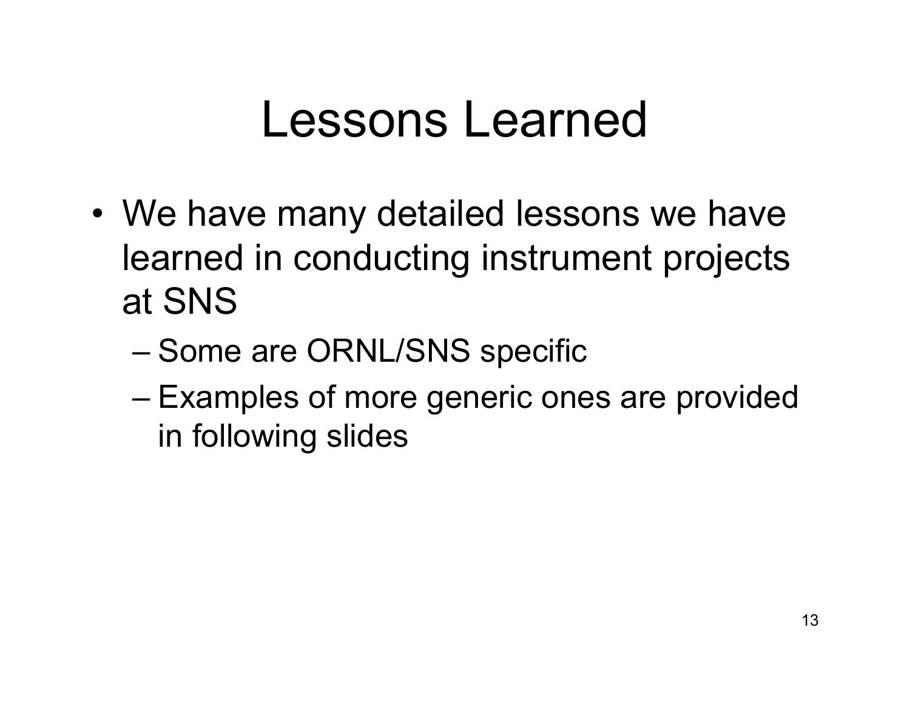# Lessons Learned

- We have many detailed lessons we have learned in conducting instrument projects at SNS
  - Some are ORNL/SNS specific
  - Examples of more generic ones are provided in following slides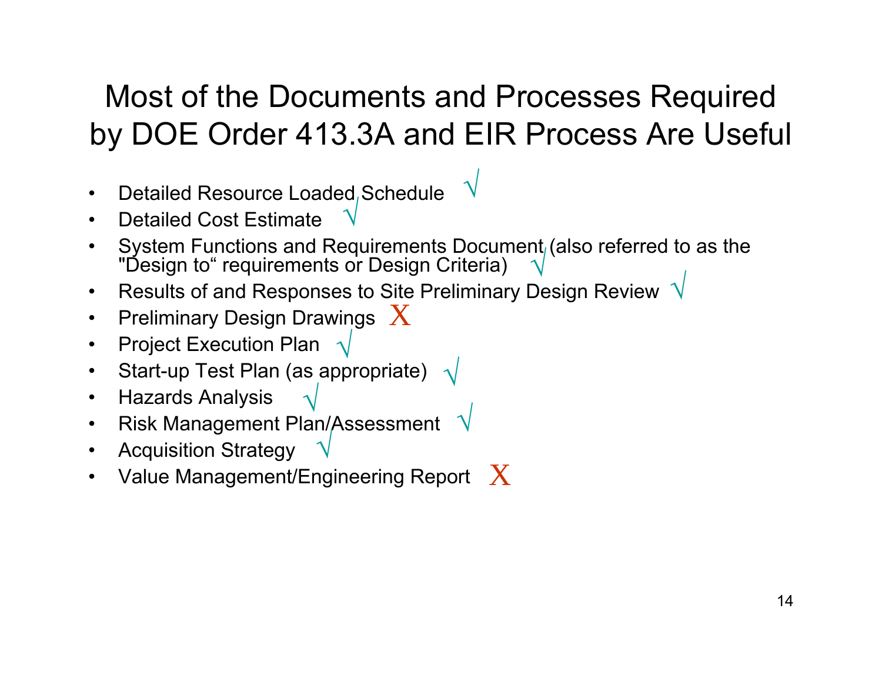# Most of the Documents and Processes Required by DOE Order 413.3A and EIR Process Are Useful

- Detailed Resource Loaded Schedule √
- Detailed Cost Estimate √
- System Functions and Requirements Document (also referred to as the "Design to" requirements or Design Criteria) √
- Results of and Responses to Site Preliminary Design Review √
- Preliminary Design Drawings X
- Project Execution Plan √
- Start-up Test Plan (as appropriate) √
- Hazards Analysis √
- Risk Management Plan/Assessment √
- Acquisition Strategy √
- Value Management/Engineering Report X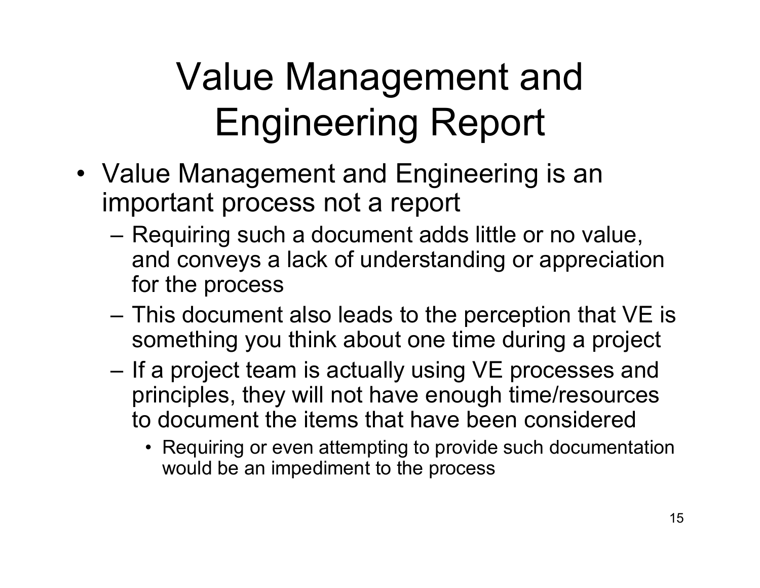# Value Management and Engineering Report

- Value Management and Engineering is an important process not a report
  - Requiring such a document adds little or no value, and conveys a lack of understanding or appreciation for the process
  - This document also leads to the perception that VE is something you think about one time during a project
  - If a project team is actually using VE processes and principles, they will not have enough time/resources to document the items that have been considered
    - Requiring or even attempting to provide such documentation would be an impediment to the process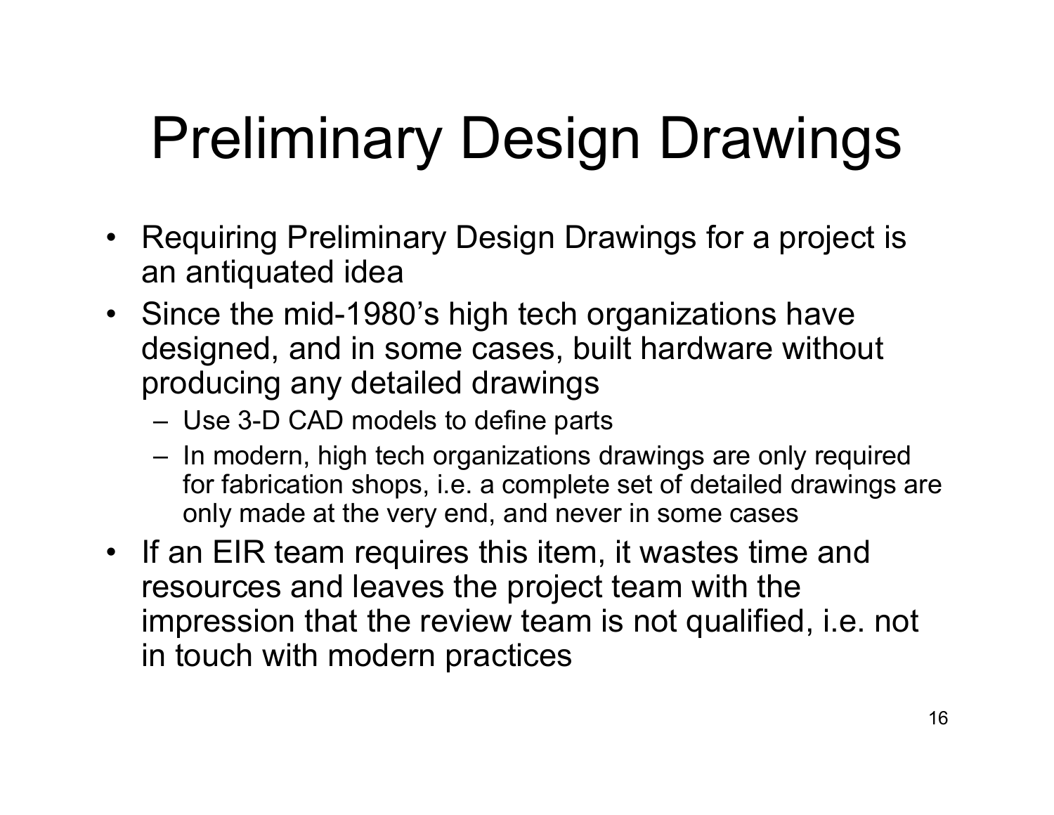# Preliminary Design Drawings

- Requiring Preliminary Design Drawings for a project is an antiquated idea
- Since the mid-1980's high tech organizations have designed, and in some cases, built hardware without producing any detailed drawings
  - Use 3-D CAD models to define parts
  - In modern, high tech organizations drawings are only required for fabrication shops, i.e. a complete set of detailed drawings are only made at the very end, and never in some cases
- If an EIR team requires this item, it wastes time and resources and leaves the project team with the impression that the review team is not qualified, i.e. not in touch with modern practices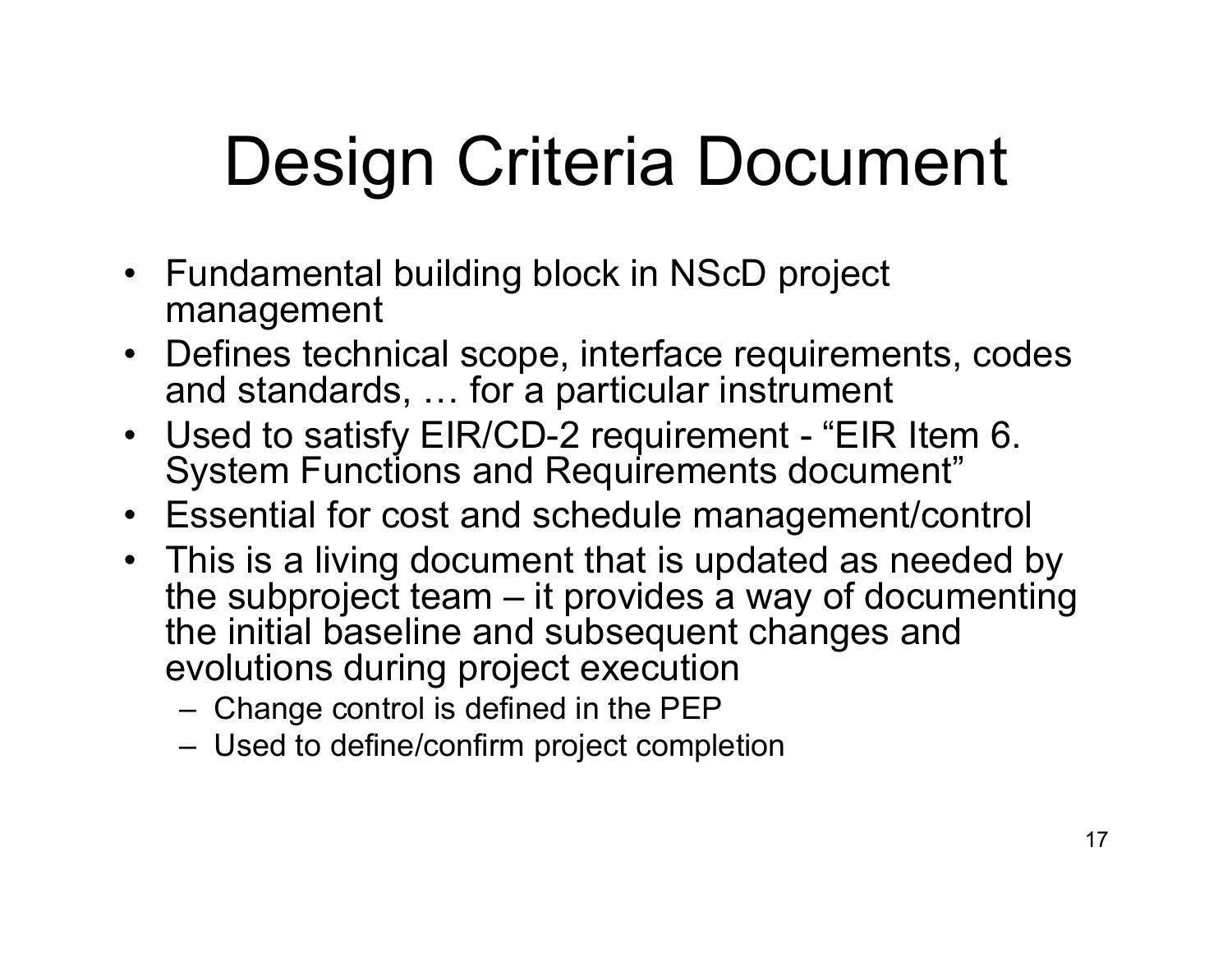# Design Criteria Document

- Fundamental building block in NScD project management
- Defines technical scope, interface requirements, codes and standards, … for a particular instrument
- Used to satisfy EIR/CD-2 requirement - “EIR Item 6. System Functions and Requirements document”
- Essential for cost and schedule management/control
- This is a living document that is updated as needed by the subproject team – it provides a way of documenting the initial baseline and subsequent changes and evolutions during project execution
  - Change control is defined in the PEP
  - Used to define/confirm project completion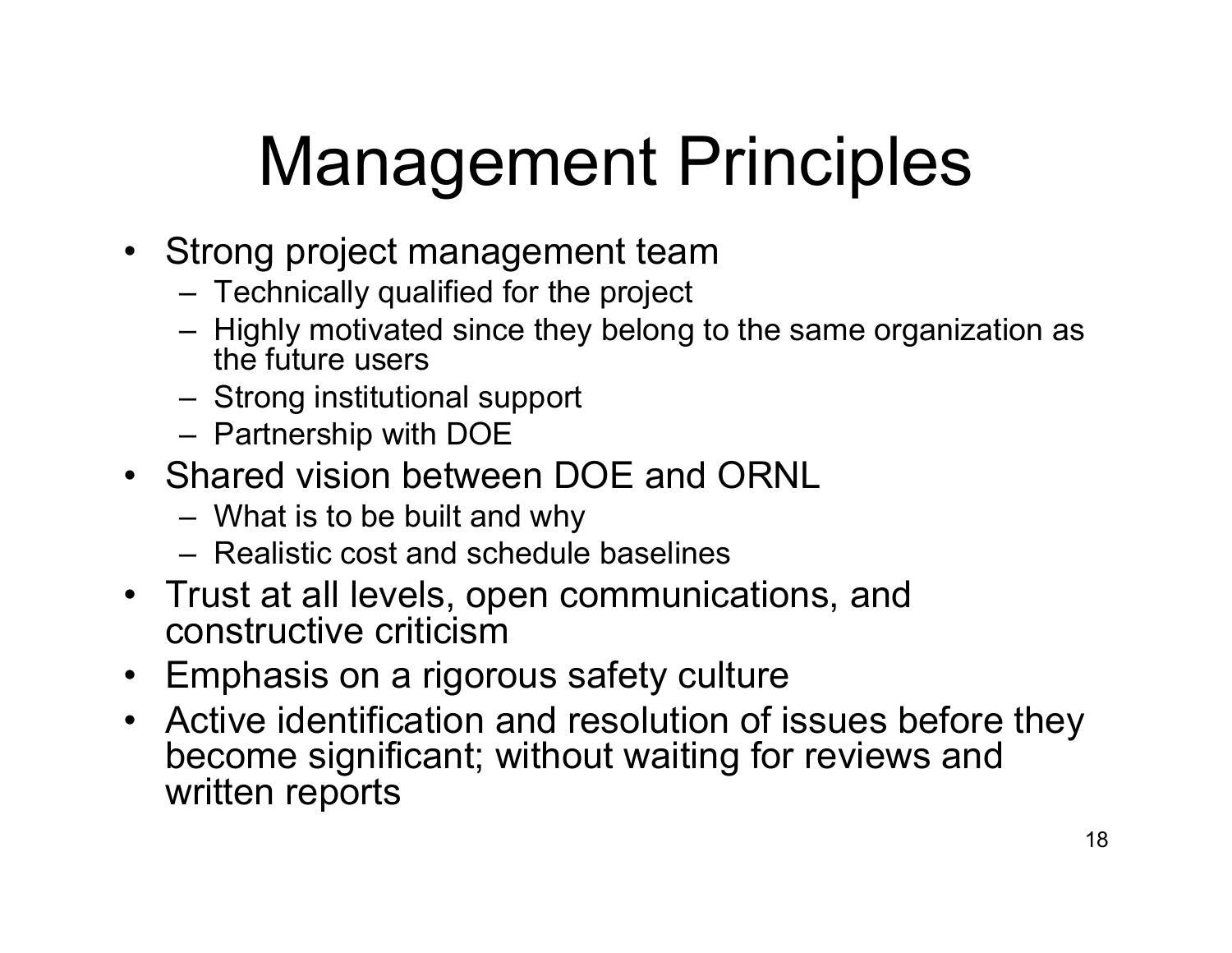# Management Principles

- Strong project management team
  - Technically qualified for the project
  - Highly motivated since they belong to the same organization as the future users
  - Strong institutional support
  - Partnership with DOE
- Shared vision between DOE and ORNL
  - What is to be built and why
  - Realistic cost and schedule baselines
- Trust at all levels, open communications, and constructive criticism
- Emphasis on a rigorous safety culture
- Active identification and resolution of issues before they become significant; without waiting for reviews and written reports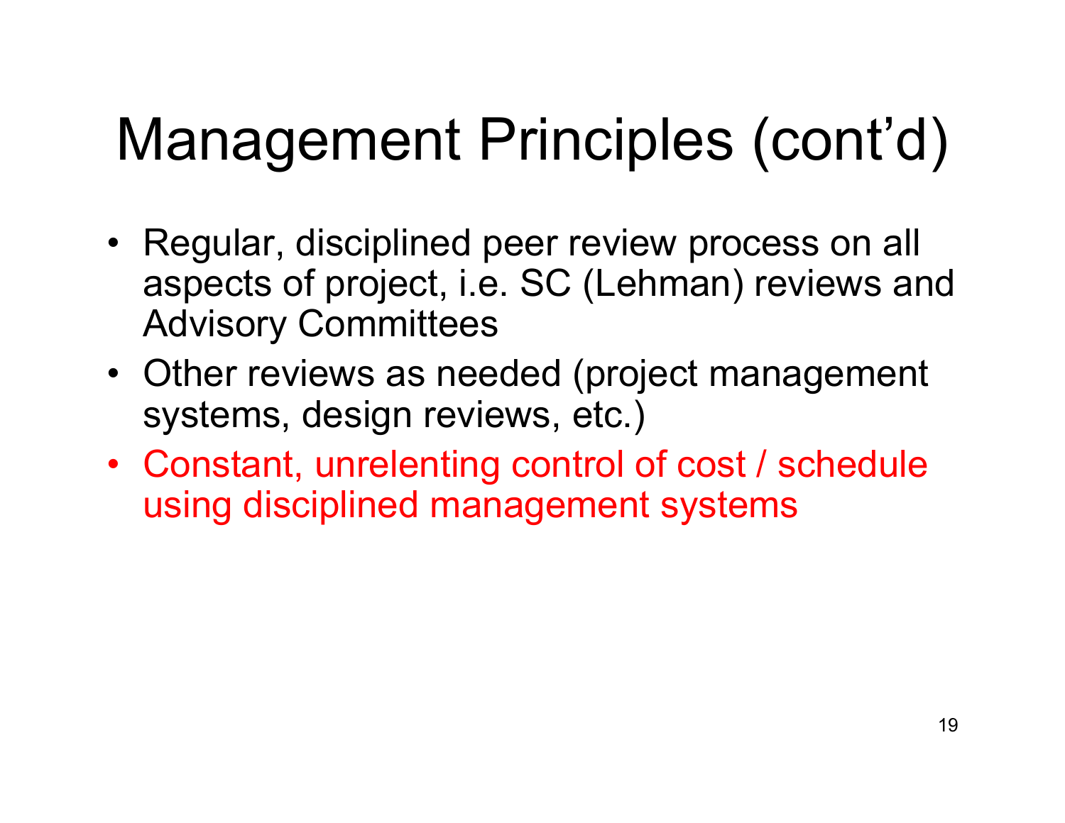# Management Principles (cont'd)

- Regular, disciplined peer review process on all aspects of project, i.e. SC (Lehman) reviews and Advisory Committees
- Other reviews as needed (project management systems, design reviews, etc.)
- Constant, unrelenting control of cost / schedule using disciplined management systems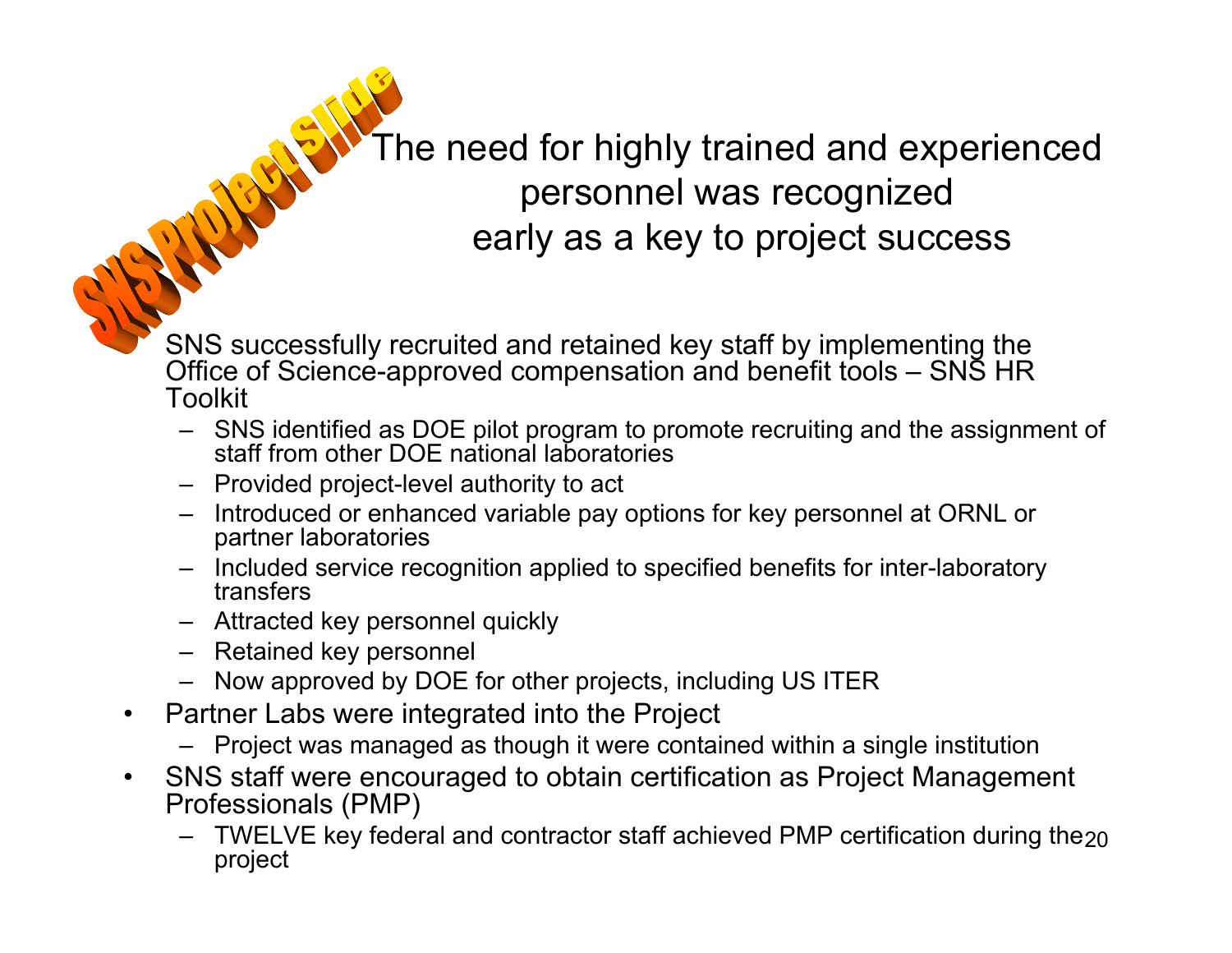SNS Project Slide

# The need for highly trained and experienced personnel was recognized early as a key to project success

- SNS successfully recruited and retained key staff by implementing the Office of Science-approved compensation and benefit tools – SNS HR Toolkit
  - SNS identified as DOE pilot program to promote recruiting and the assignment of staff from other DOE national laboratories
  - Provided project-level authority to act
  - Introduced or enhanced variable pay options for key personnel at ORNL or partner laboratories
  - Included service recognition applied to specified benefits for inter-laboratory transfers
  - Attracted key personnel quickly
  - Retained key personnel
  - Now approved by DOE for other projects, including US ITER
- Partner Labs were integrated into the Project
  - Project was managed as though it were contained within a single institution
- SNS staff were encouraged to obtain certification as Project Management Professionals (PMP)
  - TWELVE key federal and contractor staff achieved PMP certification during the project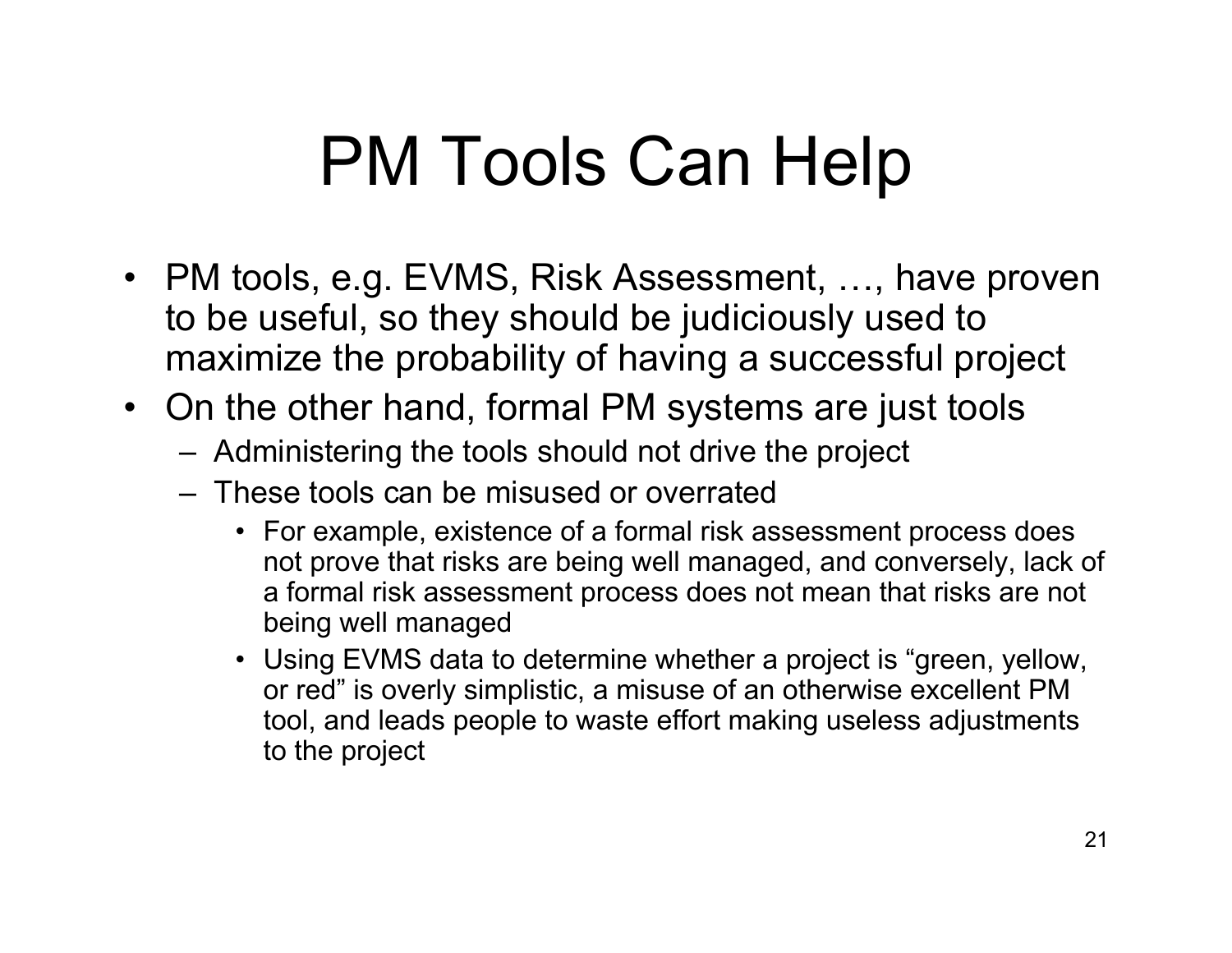# PM Tools Can Help

- PM tools, e.g. EVMS, Risk Assessment, …, have proven to be useful, so they should be judiciously used to maximize the probability of having a successful project
- On the other hand, formal PM systems are just tools
  - Administering the tools should not drive the project
  - These tools can be misused or overrated
    - For example, existence of a formal risk assessment process does not prove that risks are being well managed, and conversely, lack of a formal risk assessment process does not mean that risks are not being well managed
    - Using EVMS data to determine whether a project is "green, yellow, or red" is overly simplistic, a misuse of an otherwise excellent PM tool, and leads people to waste effort making useless adjustments to the project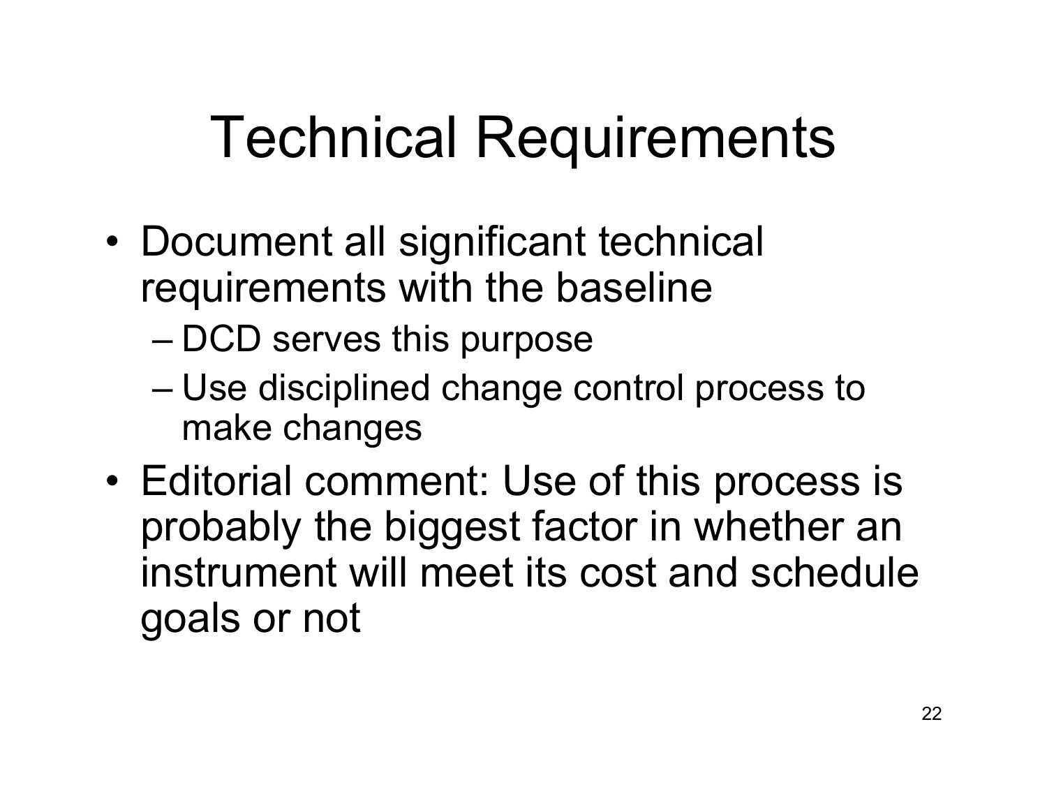# Technical Requirements

- Document all significant technical requirements with the baseline
  - DCD serves this purpose
  - Use disciplined change control process to make changes
- Editorial comment: Use of this process is probably the biggest factor in whether an instrument will meet its cost and schedule goals or not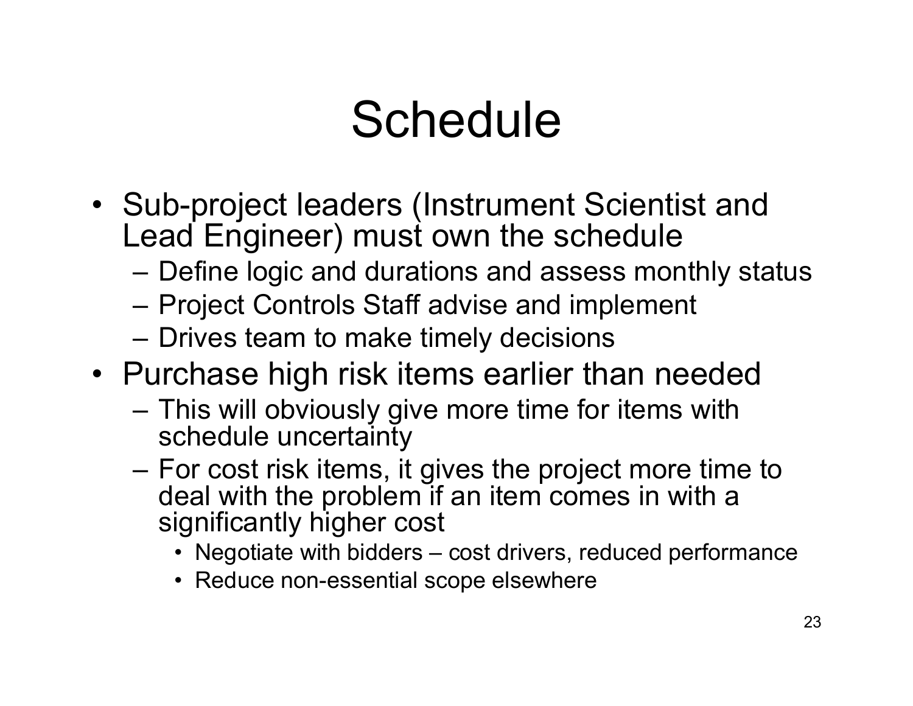# Schedule

- Sub-project leaders (Instrument Scientist and Lead Engineer) must own the schedule
  - Define logic and durations and assess monthly status
  - Project Controls Staff advise and implement
  - Drives team to make timely decisions
- Purchase high risk items earlier than needed
  - This will obviously give more time for items with schedule uncertainty
  - For cost risk items, it gives the project more time to deal with the problem if an item comes in with a significantly higher cost
    - Negotiate with bidders – cost drivers, reduced performance
    - Reduce non-essential scope elsewhere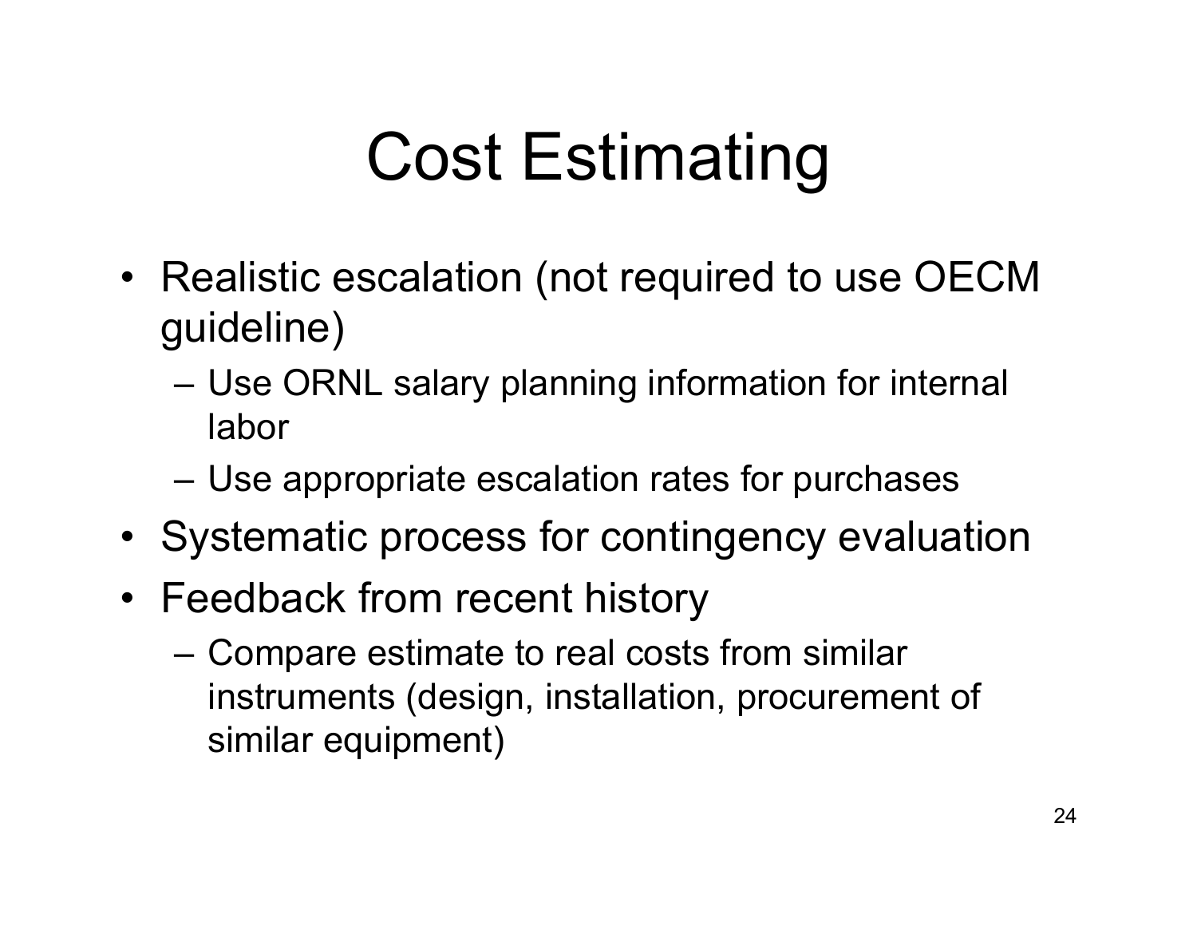# Cost Estimating

- Realistic escalation (not required to use OECM guideline)
  - Use ORNL salary planning information for internal labor
  - Use appropriate escalation rates for purchases
- Systematic process for contingency evaluation
- Feedback from recent history
  - Compare estimate to real costs from similar instruments (design, installation, procurement of similar equipment)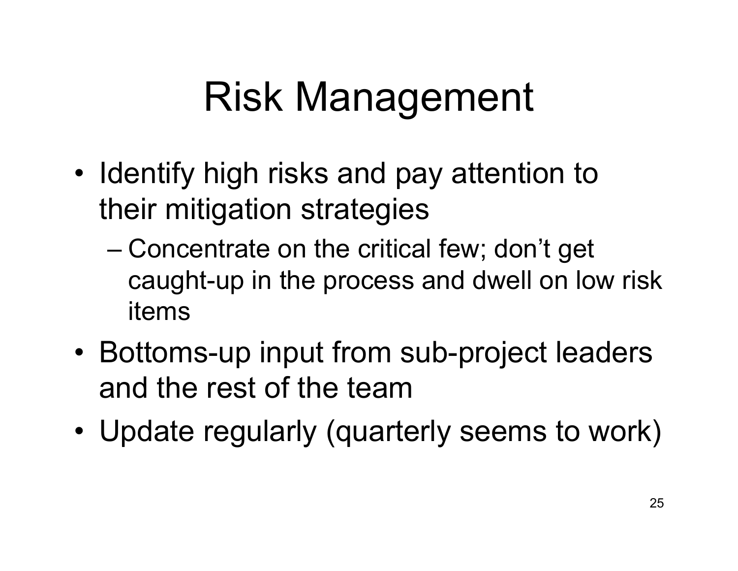# Risk Management

- Identify high risks and pay attention to their mitigation strategies
  - Concentrate on the critical few; don't get caught-up in the process and dwell on low risk items
- Bottoms-up input from sub-project leaders and the rest of the team
- Update regularly (quarterly seems to work)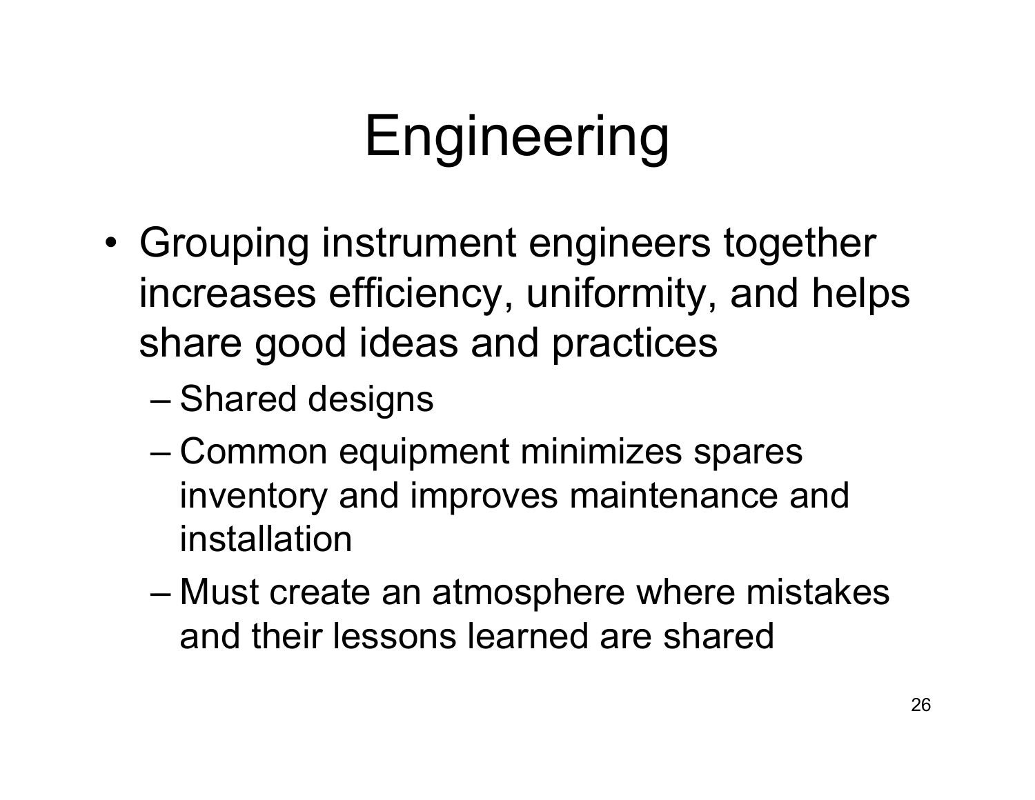# Engineering

- Grouping instrument engineers together increases efficiency, uniformity, and helps share good ideas and practices
  - Shared designs
  - Common equipment minimizes spares inventory and improves maintenance and installation
  - Must create an atmosphere where mistakes and their lessons learned are shared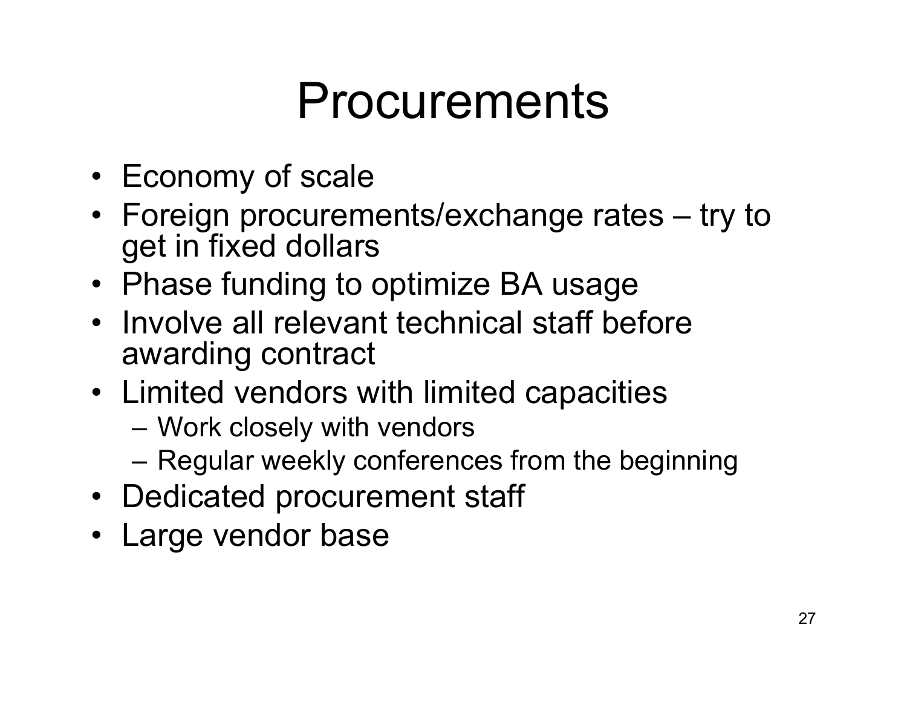# Procurements

- Economy of scale
- Foreign procurements/exchange rates – try to get in fixed dollars
- Phase funding to optimize BA usage
- Involve all relevant technical staff before awarding contract
- Limited vendors with limited capacities
  - Work closely with vendors
  - Regular weekly conferences from the beginning
- Dedicated procurement staff
- Large vendor base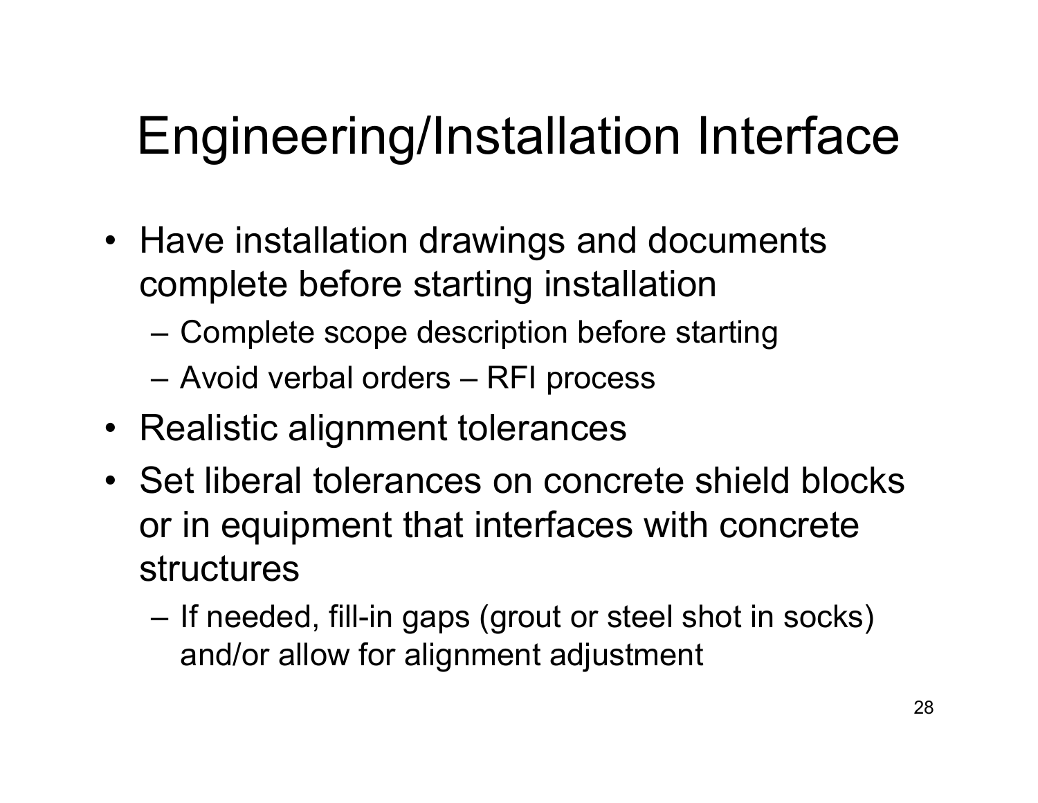# Engineering/Installation Interface

- Have installation drawings and documents complete before starting installation
  - Complete scope description before starting
  - Avoid verbal orders – RFI process
- Realistic alignment tolerances
- Set liberal tolerances on concrete shield blocks or in equipment that interfaces with concrete structures
  - If needed, fill-in gaps (grout or steel shot in socks) and/or allow for alignment adjustment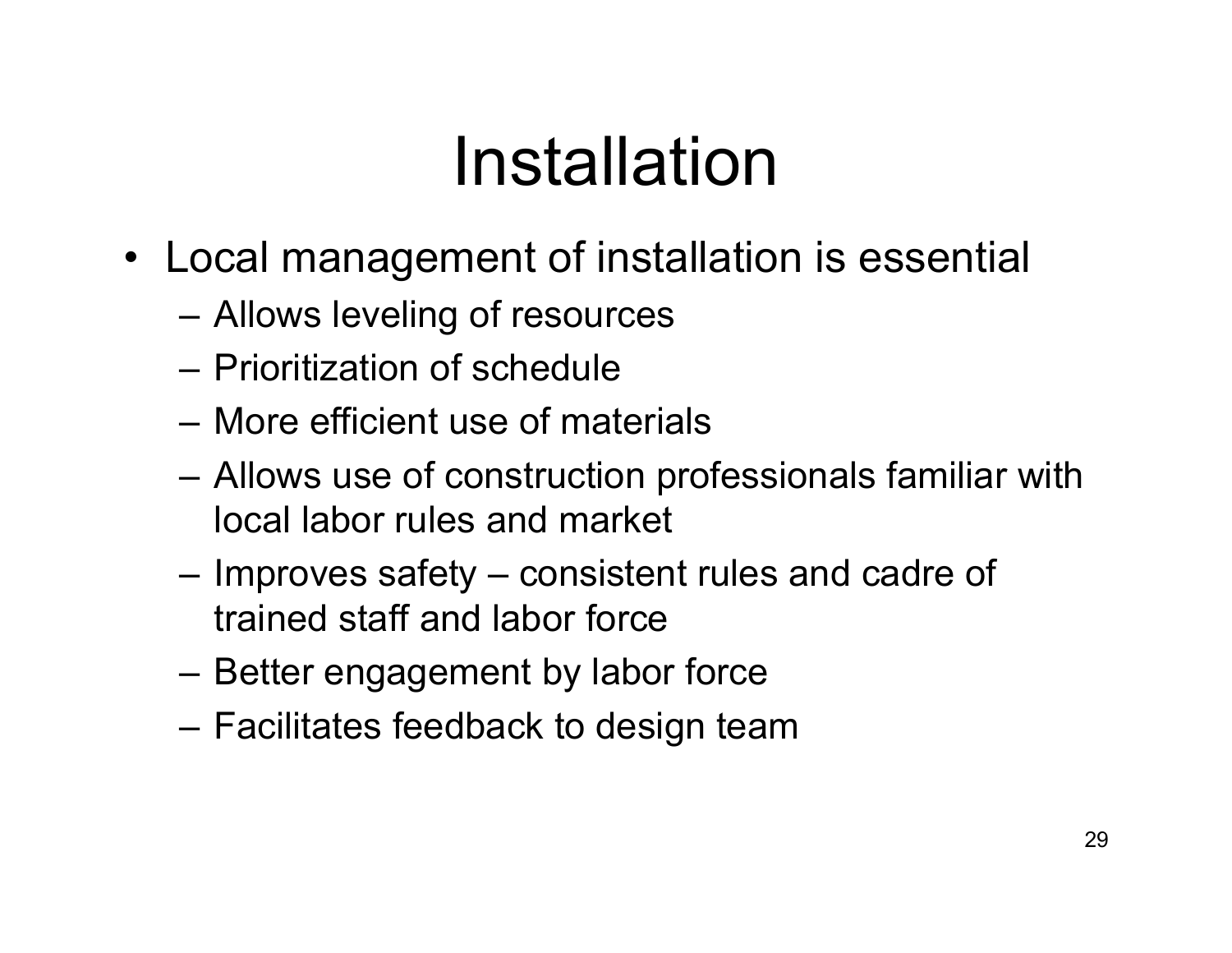# Installation

- Local management of installation is essential
  - Allows leveling of resources
  - Prioritization of schedule
  - More efficient use of materials
  - Allows use of construction professionals familiar with local labor rules and market
  - Improves safety – consistent rules and cadre of trained staff and labor force
  - Better engagement by labor force
  - Facilitates feedback to design team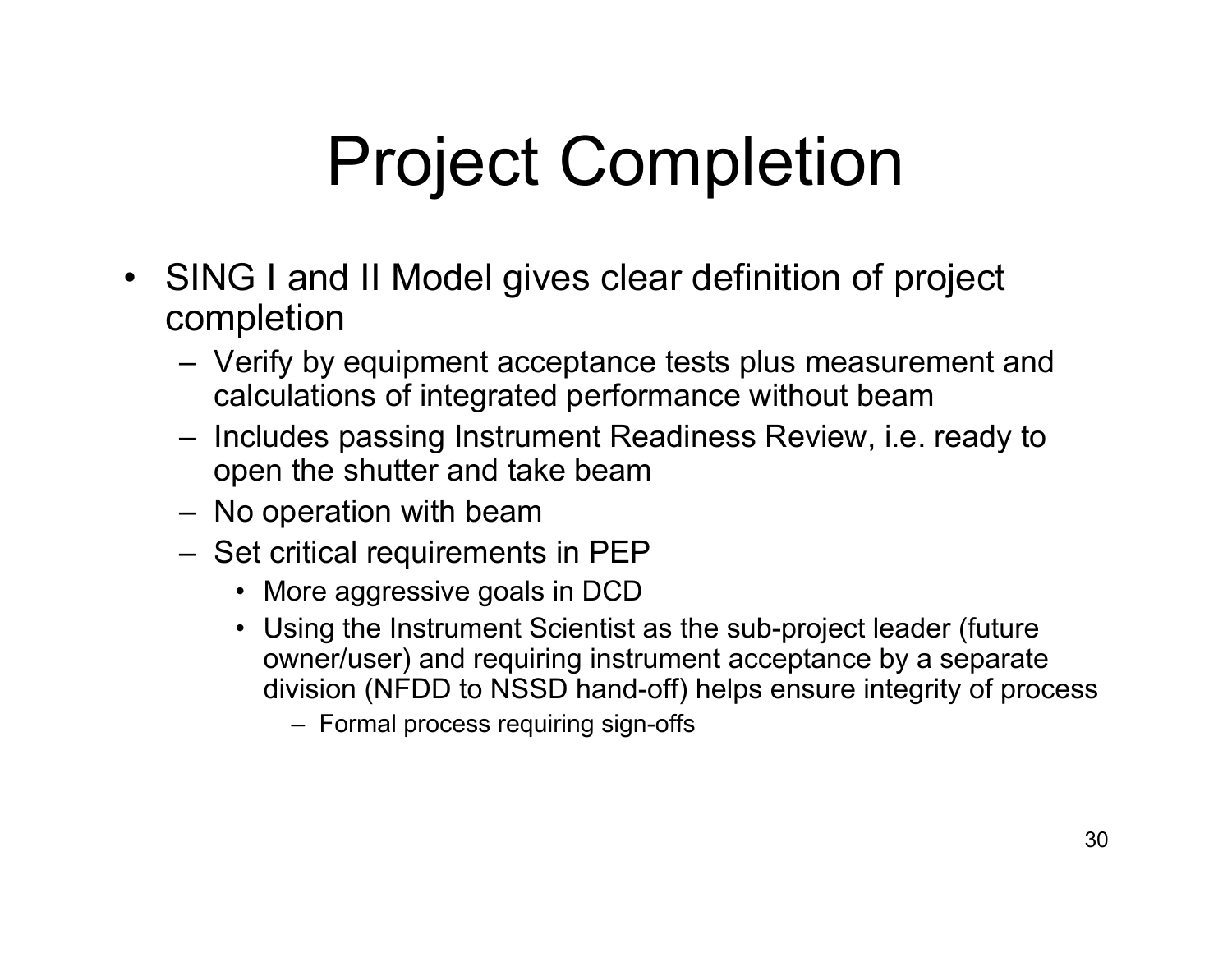# Project Completion

- SING I and II Model gives clear definition of project completion
  - Verify by equipment acceptance tests plus measurement and calculations of integrated performance without beam
  - Includes passing Instrument Readiness Review, i.e. ready to open the shutter and take beam
  - No operation with beam
  - Set critical requirements in PEP
    - More aggressive goals in DCD
    - Using the Instrument Scientist as the sub-project leader (future owner/user) and requiring instrument acceptance by a separate division (NFDD to NSSD hand-off) helps ensure integrity of process
      - Formal process requiring sign-offs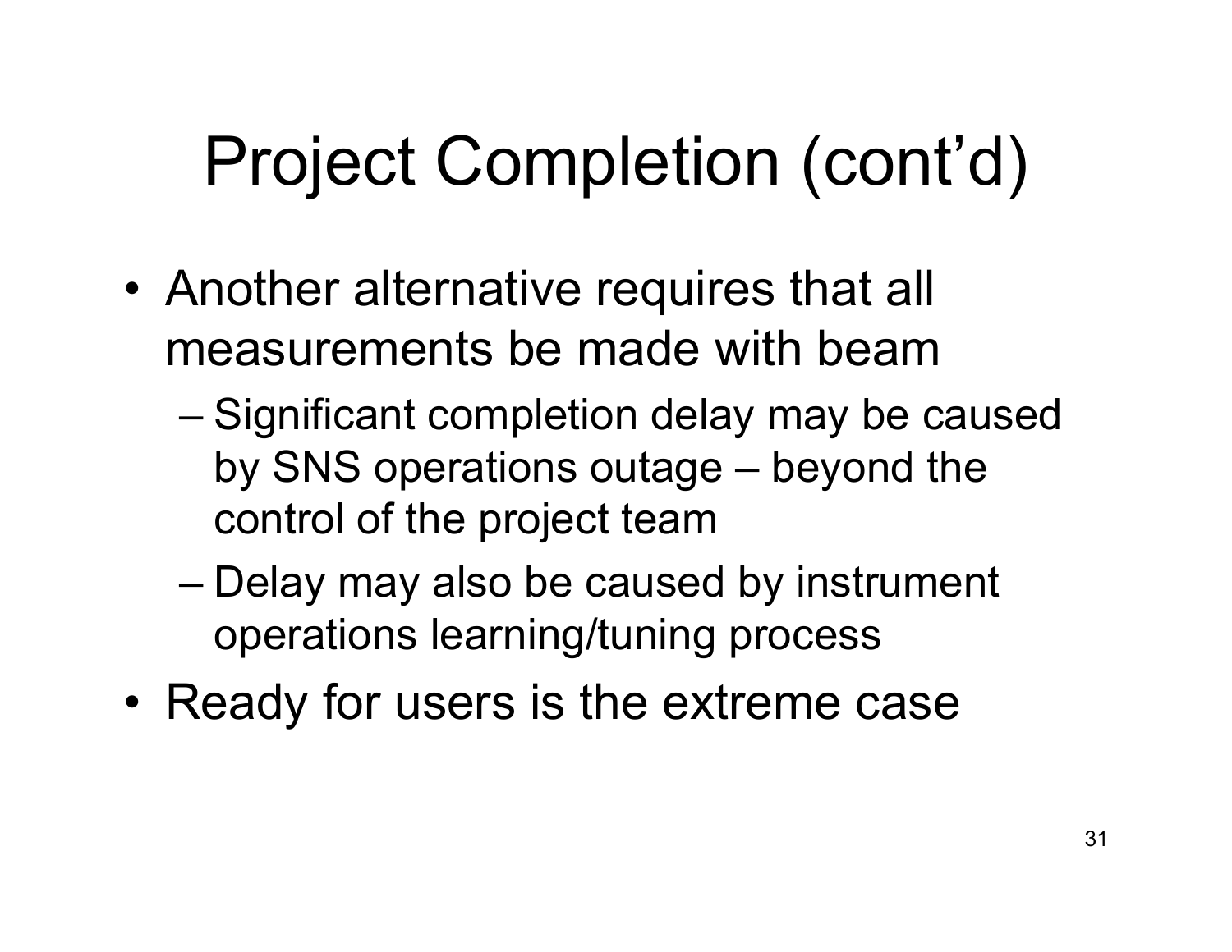# Project Completion (cont'd)

- Another alternative requires that all measurements be made with beam
  - Significant completion delay may be caused by SNS operations outage – beyond the control of the project team
  - Delay may also be caused by instrument operations learning/tuning process
- Ready for users is the extreme case